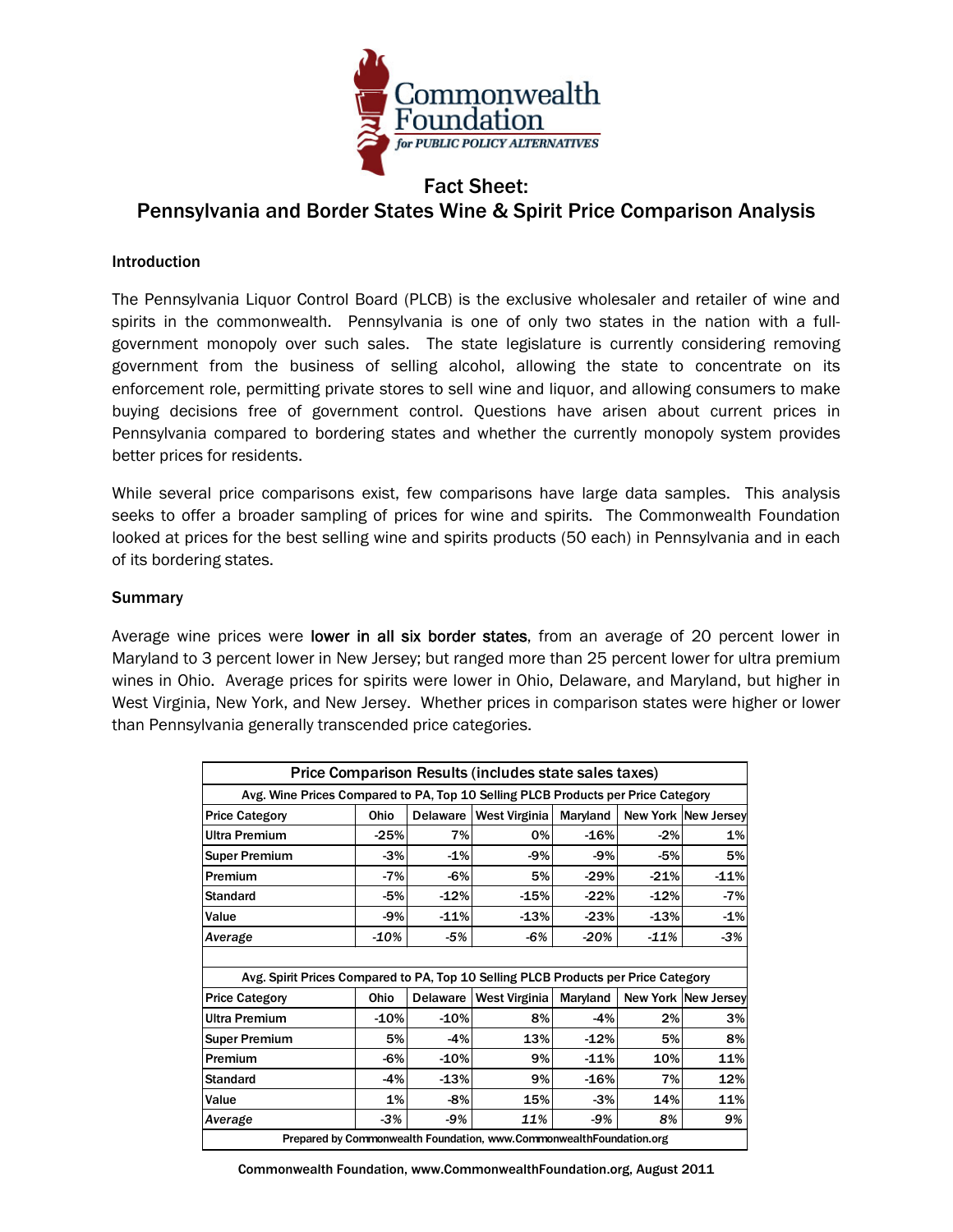Commonwealth Foundation for PUBLIC POLICY ALTERNATIVES

# Fact Sheet: Pennsylvania and Border States Wine & Spirit Price Comparison Analysis

## Introduction

The Pennsylvania Liquor Control Board (PLCB) is the exclusive wholesaler and retailer of wine and spirits in the commonwealth. Pennsylvania is one of only two states in the nation with a full-government monopoly over such sales. The state legislature is currently considering removing government from the business of selling alcohol, allowing the state to concentrate on its enforcement role, permitting private stores to sell wine and liquor, and allowing consumers to make buying decisions free of government control. Questions have arisen about current prices in Pennsylvania compared to bordering states and whether the currently monopoly system provides better prices for residents.

While several price comparisons exist, few comparisons have large data samples. This analysis seeks to offer a broader sampling of prices for wine and spirits. The Commonwealth Foundation looked at prices for the best selling wine and spirits products (50 each) in Pennsylvania and in each of its bordering states.

## Summary

Average wine prices were **lower in all six border states**, from an average of 20 percent lower in Maryland to 3 percent lower in New Jersey; but ranged more than 25 percent lower for ultra premium wines in Ohio. Average prices for spirits were lower in Ohio, Delaware, and Maryland, but higher in West Virginia, New York, and New Jersey. Whether prices in comparison states were higher or lower than Pennsylvania generally transcended price categories.

**Price Comparison Results (includes state sales taxes)**

| Avg. Wine Prices Compared to PA, Top 10 Selling PLCB Products per Price Category | | | | | | |
|---|---|---|---|---|---|---|
| Price Category | Ohio | Delaware | West Virginia | Maryland | New York | New Jersey |
| Ultra Premium | -25% | 7% | 0% | -16% | -2% | 1% |
| Super Premium | -3% | -1% | -9% | -9% | -5% | 5% |
| Premium | -7% | -6% | 5% | -29% | -21% | -11% |
| Standard | -5% | -12% | -15% | -22% | -12% | -7% |
| Value | -9% | -11% | -13% | -23% | -13% | -1% |
| *Average* | *-10%* | *-5%* | *-6%* | *-20%* | *-11%* | *-3%* |

| Avg. Spirit Prices Compared to PA, Top 10 Selling PLCB Products per Price Category | | | | | | |
|---|---|---|---|---|---|---|
| Price Category | Ohio | Delaware | West Virginia | Maryland | New York | New Jersey |
| Ultra Premium | -10% | -10% | 8% | -4% | 2% | 3% |
| Super Premium | 5% | -4% | 13% | -12% | 5% | 8% |
| Premium | -6% | -10% | 9% | -11% | 10% | 11% |
| Standard | -4% | -13% | 9% | -16% | 7% | 12% |
| Value | 1% | -8% | 15% | -3% | 14% | 11% |
| *Average* | *-3%* | *-9%* | *11%* | *-9%* | *8%* | *9%* |

Prepared by Commonwealth Foundation, www.CommonwealthFoundation.org

Commonwealth Foundation, www.CommonwealthFoundation.org, August 2011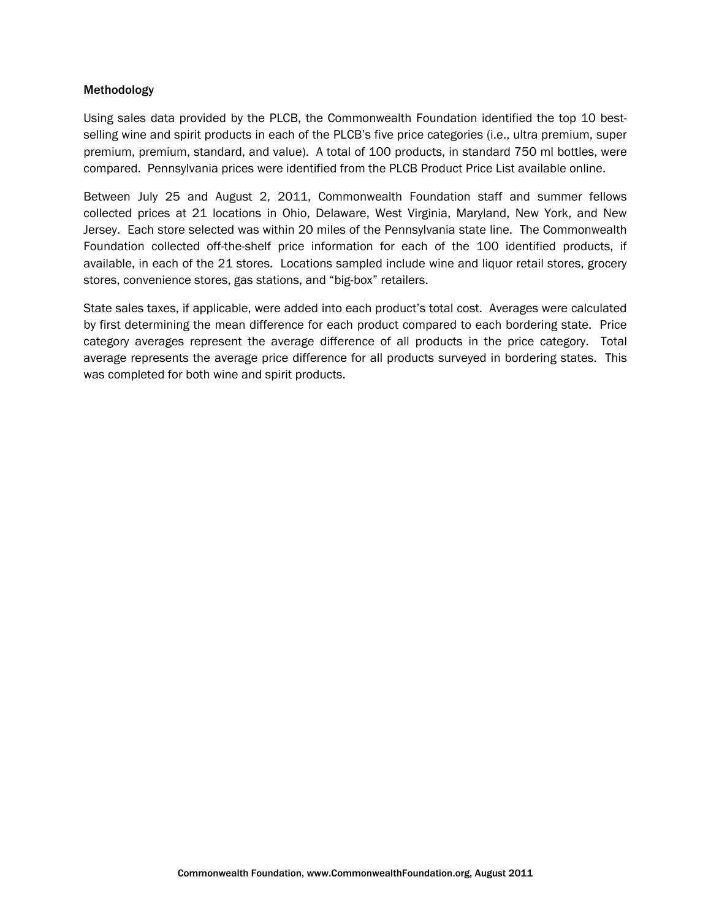### Methodology

Using sales data provided by the PLCB, the Commonwealth Foundation identified the top 10 best-selling wine and spirit products in each of the PLCB's five price categories (i.e., ultra premium, super premium, premium, standard, and value). A total of 100 products, in standard 750 ml bottles, were compared. Pennsylvania prices were identified from the PLCB Product Price List available online.

Between July 25 and August 2, 2011, Commonwealth Foundation staff and summer fellows collected prices at 21 locations in Ohio, Delaware, West Virginia, Maryland, New York, and New Jersey. Each store selected was within 20 miles of the Pennsylvania state line. The Commonwealth Foundation collected off-the-shelf price information for each of the 100 identified products, if available, in each of the 21 stores. Locations sampled include wine and liquor retail stores, grocery stores, convenience stores, gas stations, and "big-box" retailers.

State sales taxes, if applicable, were added into each product's total cost. Averages were calculated by first determining the mean difference for each product compared to each bordering state. Price category averages represent the average difference of all products in the price category. Total average represents the average price difference for all products surveyed in bordering states. This was completed for both wine and spirit products.